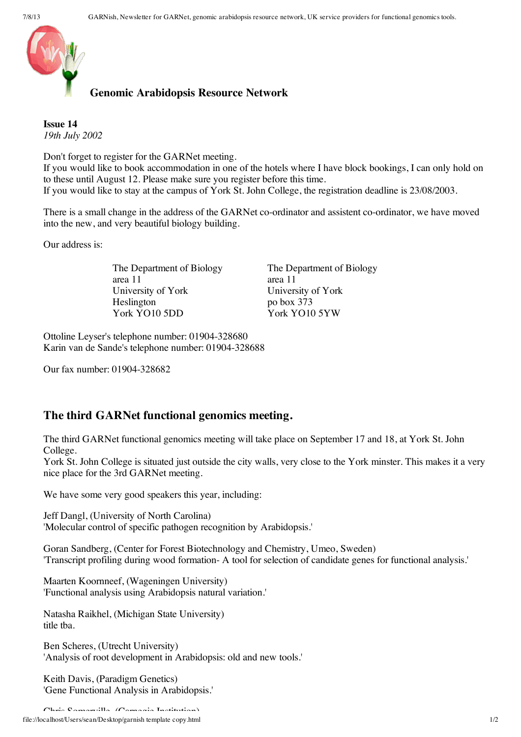## Genomic Arabidopsis Resource Network

**Issue 14**
*19th July 2002*

Don't forget to register for the GARNet meeting.
If you would like to book accommodation in one of the hotels where I have block bookings, I can only hold on to these until August 12. Please make sure you register before this time.
If you would like to stay at the campus of York St. John College, the registration deadline is 23/08/2003.

There is a small change in the address of the GARNet co-ordinator and assistent co-ordinator, we have moved into the new, and very beautiful biology building.

Our address is:

The Department of Biology
area 11
University of York
Heslington
York YO10 5DD

The Department of Biology
area 11
University of York
po box 373
York YO10 5YW

Ottoline Leyser's telephone number: 01904-328680
Karin van de Sande's telephone number: 01904-328688

Our fax number: 01904-328682

## The third GARNet functional genomics meeting.

The third GARNet functional genomics meeting will take place on September 17 and 18, at York St. John College.
York St. John College is situated just outside the city walls, very close to the York minster. This makes it a very nice place for the 3rd GARNet meeting.

We have some very good speakers this year, including:

Jeff Dangl, (University of North Carolina)
'Molecular control of specific pathogen recognition by Arabidopsis.'

Goran Sandberg, (Center for Forest Biotechnology and Chemistry, Umeo, Sweden)
'Transcript profiling during wood formation- A tool for selection of candidate genes for functional analysis.'

Maarten Koornneef, (Wageningen University)
'Functional analysis using Arabidopsis natural variation.'

Natasha Raikhel, (Michigan State University)
title tba.

Ben Scheres, (Utrecht University)
'Analysis of root development in Arabidopsis: old and new tools.'

Keith Davis, (Paradigm Genetics)
'Gene Functional Analysis in Arabidopsis.'

Chris Somerville, (Carnegie Institution)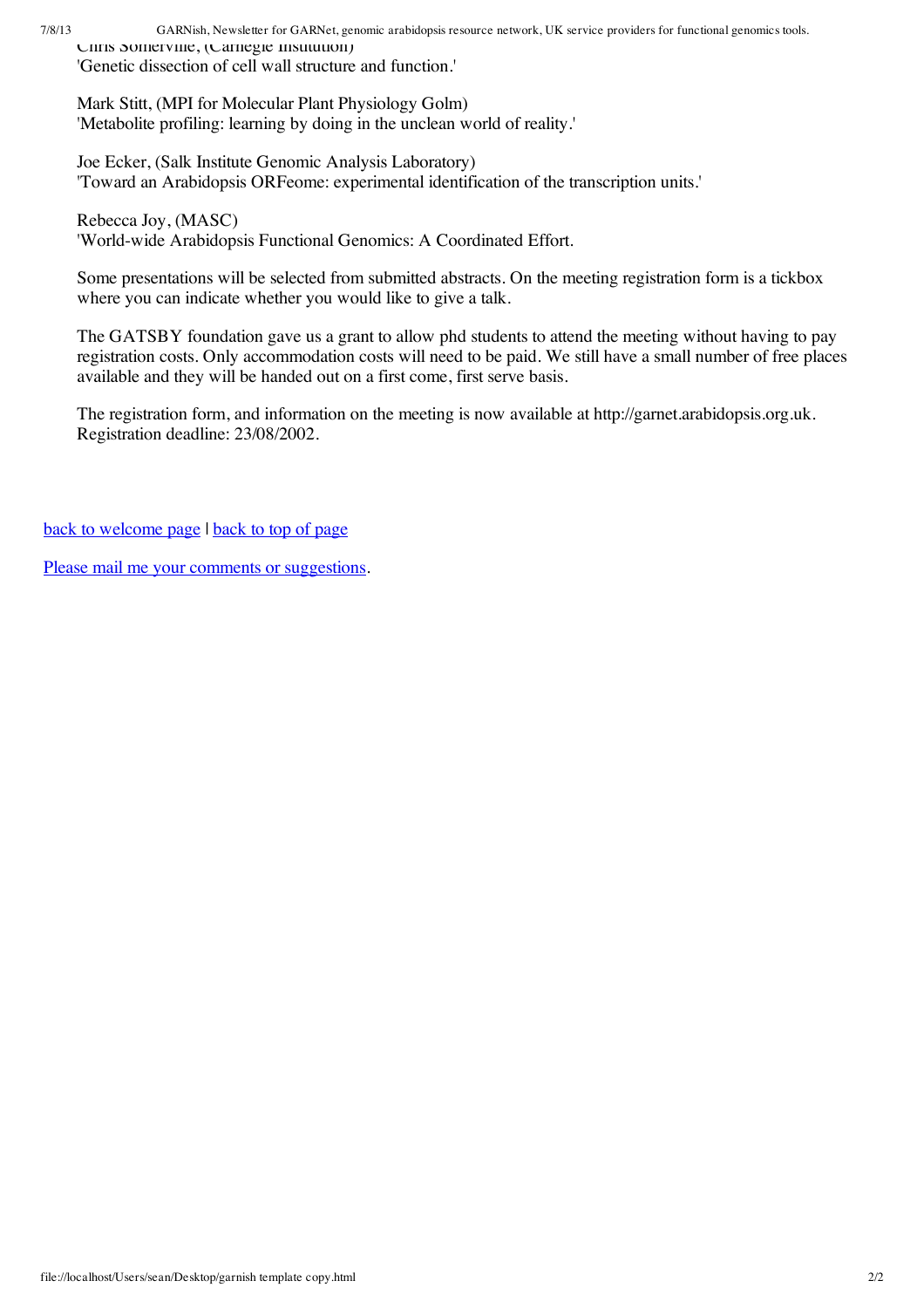Chris Somerville, (Carnegie Institution)
'Genetic dissection of cell wall structure and function.'

Mark Stitt, (MPI for Molecular Plant Physiology Golm)
'Metabolite profiling: learning by doing in the unclean world of reality.'

Joe Ecker, (Salk Institute Genomic Analysis Laboratory)
'Toward an Arabidopsis ORFeome: experimental identification of the transcription units.'

Rebecca Joy, (MASC)
'World-wide Arabidopsis Functional Genomics: A Coordinated Effort.

Some presentations will be selected from submitted abstracts. On the meeting registration form is a tickbox where you can indicate whether you would like to give a talk.

The GATSBY foundation gave us a grant to allow phd students to attend the meeting without having to pay registration costs. Only accommodation costs will need to be paid. We still have a small number of free places available and they will be handed out on a first come, first serve basis.

The registration form, and information on the meeting is now available at http://garnet.arabidopsis.org.uk. Registration deadline: 23/08/2002.

back to welcome page | back to top of page

Please mail me your comments or suggestions.